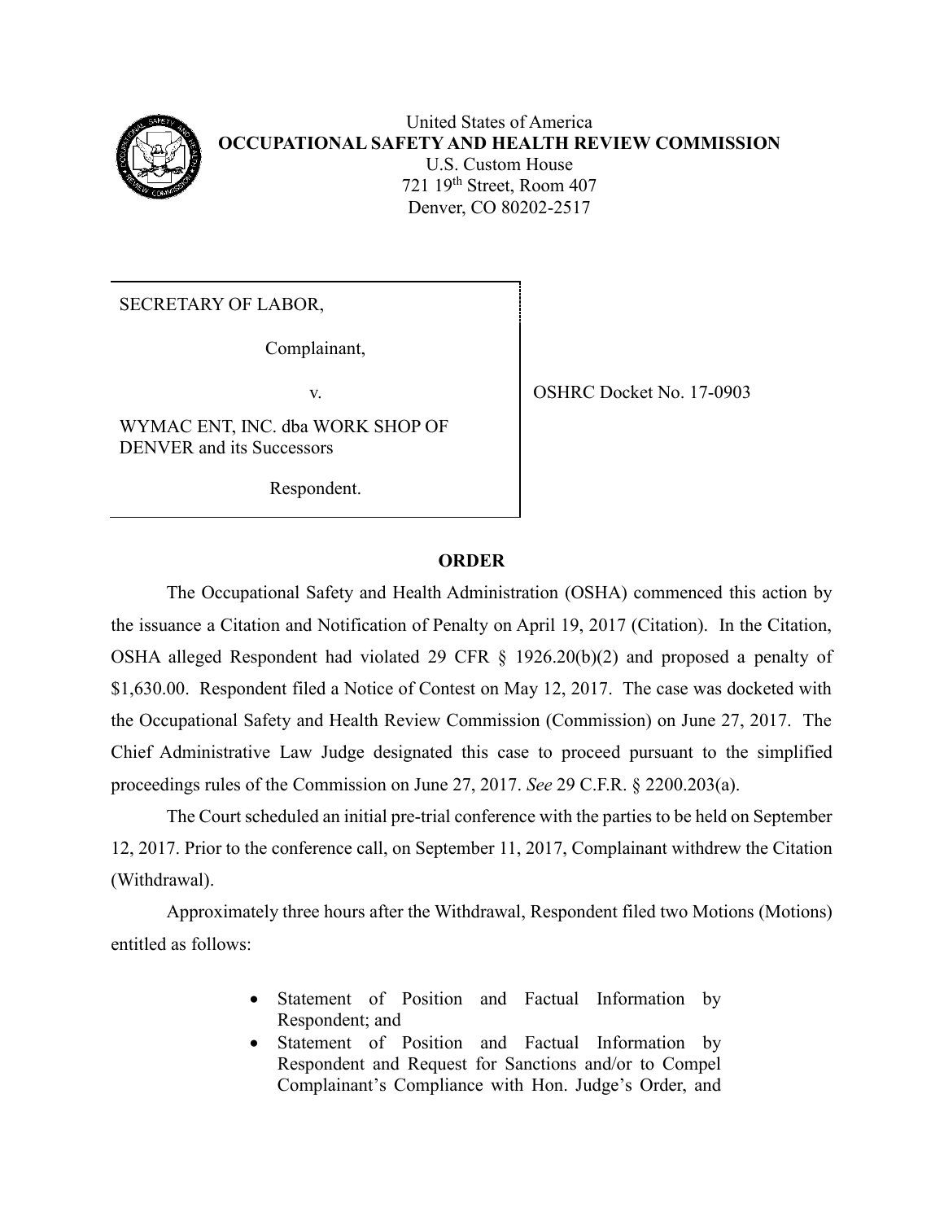United States of America
**OCCUPATIONAL SAFETY AND HEALTH REVIEW COMMISSION**
U.S. Custom House
721 19th Street, Room 407
Denver, CO 80202-2517

| | |
|---|---|
| SECRETARY OF LABOR,<br><br>Complainant,<br><br>v.<br><br>WYMAC ENT, INC. dba WORK SHOP OF DENVER and its Successors<br><br>Respondent. | OSHRC Docket No. 17-0903 |

## ORDER

The Occupational Safety and Health Administration (OSHA) commenced this action by the issuance a Citation and Notification of Penalty on April 19, 2017 (Citation). In the Citation, OSHA alleged Respondent had violated 29 CFR § 1926.20(b)(2) and proposed a penalty of $1,630.00. Respondent filed a Notice of Contest on May 12, 2017. The case was docketed with the Occupational Safety and Health Review Commission (Commission) on June 27, 2017. The Chief Administrative Law Judge designated this case to proceed pursuant to the simplified proceedings rules of the Commission on June 27, 2017. *See* 29 C.F.R. § 2200.203(a).

The Court scheduled an initial pre-trial conference with the parties to be held on September 12, 2017. Prior to the conference call, on September 11, 2017, Complainant withdrew the Citation (Withdrawal).

Approximately three hours after the Withdrawal, Respondent filed two Motions (Motions) entitled as follows:

- Statement of Position and Factual Information by Respondent; and
- Statement of Position and Factual Information by Respondent and Request for Sanctions and/or to Compel Complainant's Compliance with Hon. Judge's Order, and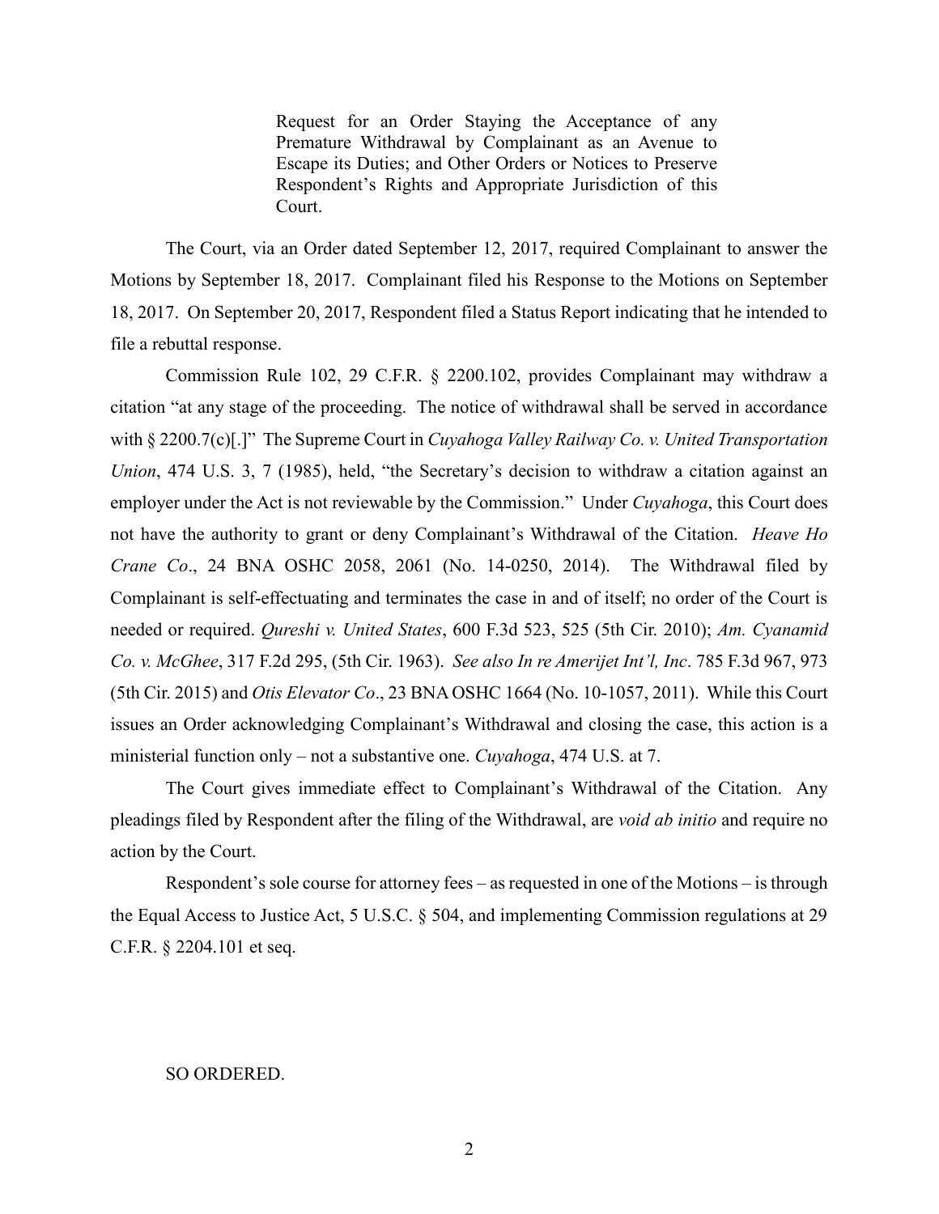Request for an Order Staying the Acceptance of any Premature Withdrawal by Complainant as an Avenue to Escape its Duties; and Other Orders or Notices to Preserve Respondent's Rights and Appropriate Jurisdiction of this Court.

The Court, via an Order dated September 12, 2017, required Complainant to answer the Motions by September 18, 2017. Complainant filed his Response to the Motions on September 18, 2017. On September 20, 2017, Respondent filed a Status Report indicating that he intended to file a rebuttal response.

Commission Rule 102, 29 C.F.R. § 2200.102, provides Complainant may withdraw a citation "at any stage of the proceeding. The notice of withdrawal shall be served in accordance with § 2200.7(c)[.]" The Supreme Court in *Cuyahoga Valley Railway Co. v. United Transportation Union*, 474 U.S. 3, 7 (1985), held, "the Secretary's decision to withdraw a citation against an employer under the Act is not reviewable by the Commission." Under *Cuyahoga*, this Court does not have the authority to grant or deny Complainant's Withdrawal of the Citation. *Heave Ho Crane Co*., 24 BNA OSHC 2058, 2061 (No. 14-0250, 2014). The Withdrawal filed by Complainant is self-effectuating and terminates the case in and of itself; no order of the Court is needed or required. *Qureshi v. United States*, 600 F.3d 523, 525 (5th Cir. 2010); *Am. Cyanamid Co. v. McGhee*, 317 F.2d 295, (5th Cir. 1963). *See also In re Amerijet Int'l, Inc*. 785 F.3d 967, 973 (5th Cir. 2015) and *Otis Elevator Co*., 23 BNA OSHC 1664 (No. 10-1057, 2011). While this Court issues an Order acknowledging Complainant's Withdrawal and closing the case, this action is a ministerial function only – not a substantive one. *Cuyahoga*, 474 U.S. at 7.

The Court gives immediate effect to Complainant's Withdrawal of the Citation. Any pleadings filed by Respondent after the filing of the Withdrawal, are *void ab initio* and require no action by the Court.

Respondent's sole course for attorney fees – as requested in one of the Motions – is through the Equal Access to Justice Act, 5 U.S.C. § 504, and implementing Commission regulations at 29 C.F.R. § 2204.101 et seq.

SO ORDERED.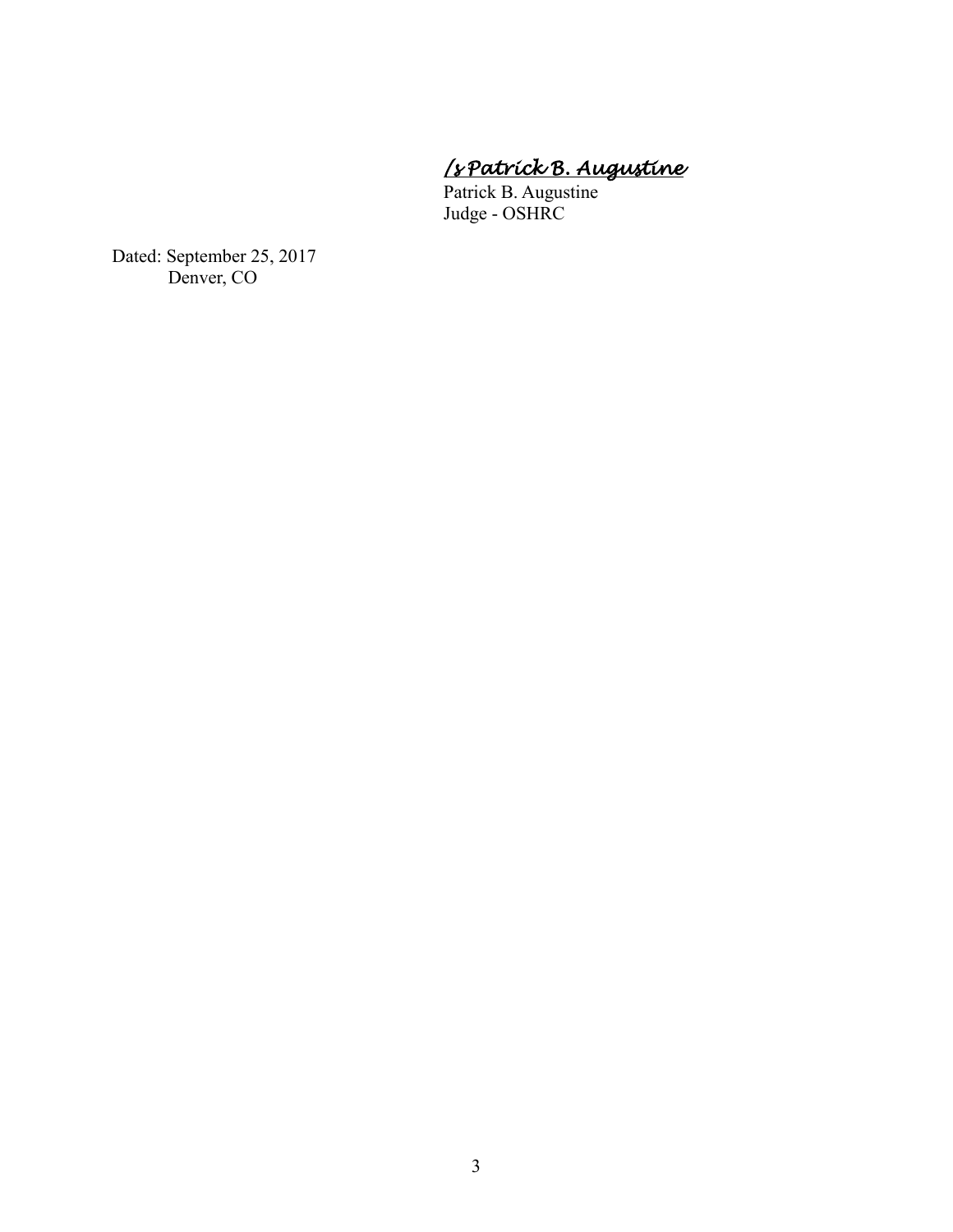*/s Patrick B. Augustine*

Patrick B. Augustine

Judge - OSHRC

Dated: September 25, 2017

Denver, CO